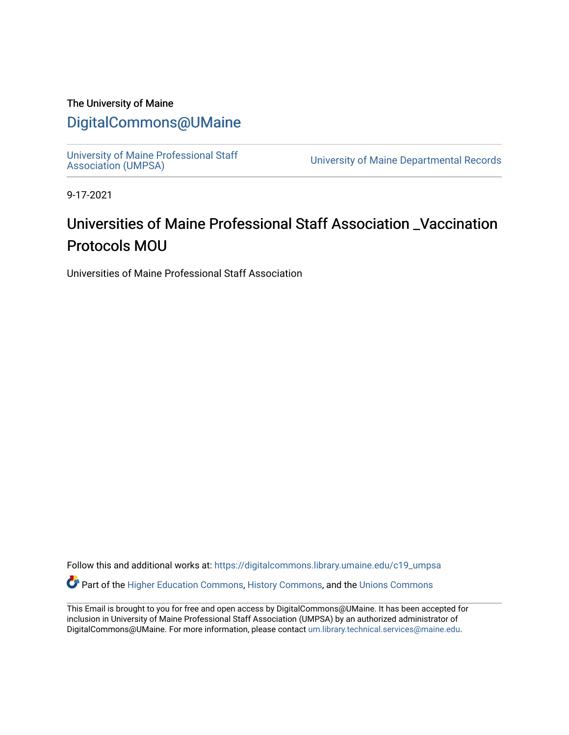The University of Maine

# DigitalCommons@UMaine

University of Maine Professional Staff Association (UMPSA) | University of Maine Departmental Records

9-17-2021

## Universities of Maine Professional Staff Association _Vaccination Protocols MOU

Universities of Maine Professional Staff Association

Follow this and additional works at: https://digitalcommons.library.umaine.edu/c19_umpsa

Part of the Higher Education Commons, History Commons, and the Unions Commons

This Email is brought to you for free and open access by DigitalCommons@UMaine. It has been accepted for inclusion in University of Maine Professional Staff Association (UMPSA) by an authorized administrator of DigitalCommons@UMaine. For more information, please contact um.library.technical.services@maine.edu.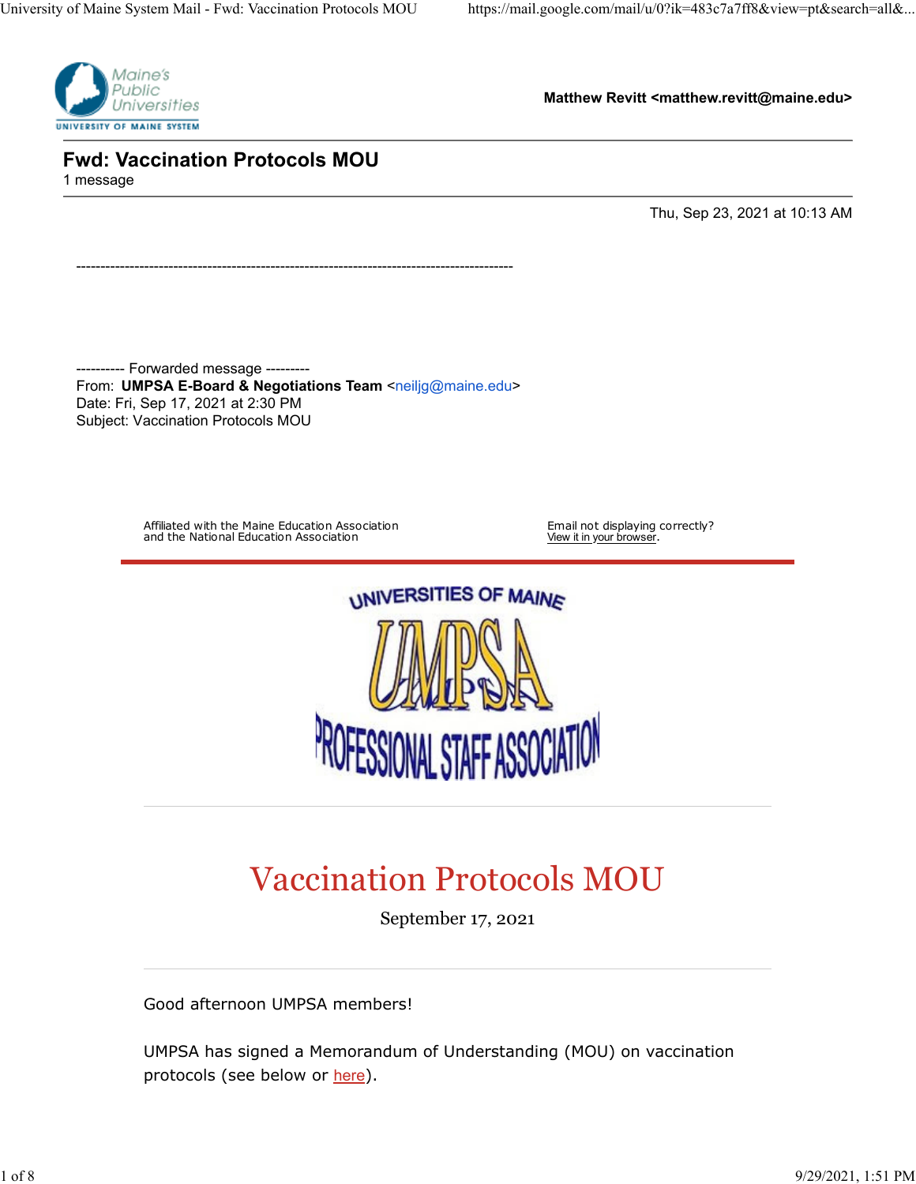Matthew Revitt <matthew.revitt@maine.edu>

# Fwd: Vaccination Protocols MOU

1 message

Thu, Sep 23, 2021 at 10:13 AM

---

---------- Forwarded message ---------
From: **UMPSA E-Board & Negotiations Team** <neiljg@maine.edu>
Date: Fri, Sep 17, 2021 at 2:30 PM
Subject: Vaccination Protocols MOU

Affiliated with the Maine Education Association
and the National Education Association

Email not displaying correctly?
View it in your browser.

UNIVERSITIES OF MAINE
UMPSA
PROFESSIONAL STAFF ASSOCIATION

# Vaccination Protocols MOU

September 17, 2021

Good afternoon UMPSA members!

UMPSA has signed a Memorandum of Understanding (MOU) on vaccination protocols (see below or here).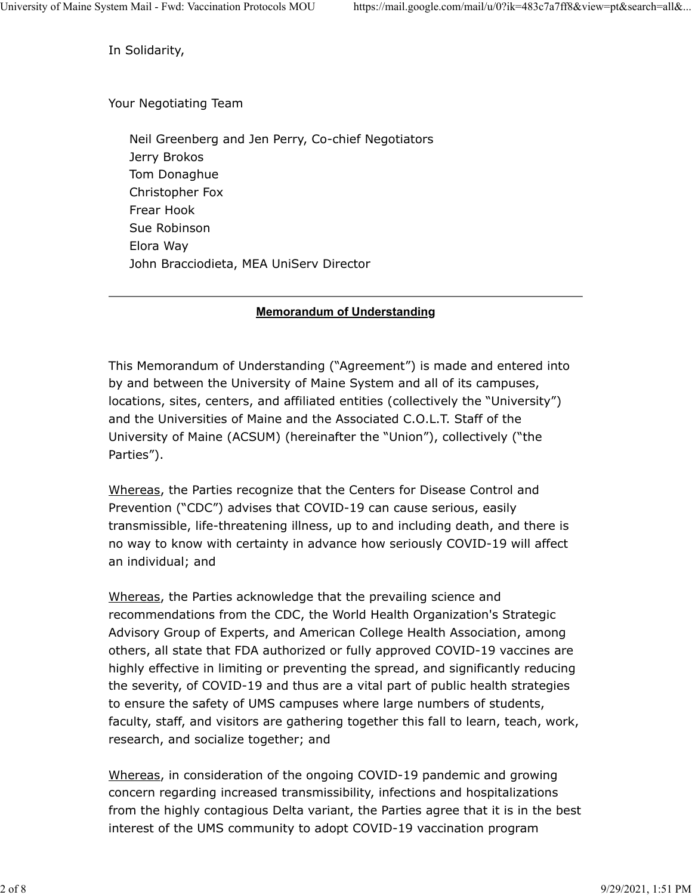In Solidarity,

Your Negotiating Team

Neil Greenberg and Jen Perry, Co-chief Negotiators
Jerry Brokos
Tom Donaghue
Christopher Fox
Frear Hook
Sue Robinson
Elora Way
John Bracciodieta, MEA UniServ Director

---

**Memorandum of Understanding**

This Memorandum of Understanding ("Agreement") is made and entered into by and between the University of Maine System and all of its campuses, locations, sites, centers, and affiliated entities (collectively the "University") and the Universities of Maine and the Associated C.O.L.T. Staff of the University of Maine (ACSUM) (hereinafter the "Union"), collectively ("the Parties").

Whereas, the Parties recognize that the Centers for Disease Control and Prevention ("CDC") advises that COVID-19 can cause serious, easily transmissible, life-threatening illness, up to and including death, and there is no way to know with certainty in advance how seriously COVID-19 will affect an individual; and

Whereas, the Parties acknowledge that the prevailing science and recommendations from the CDC, the World Health Organization's Strategic Advisory Group of Experts, and American College Health Association, among others, all state that FDA authorized or fully approved COVID-19 vaccines are highly effective in limiting or preventing the spread, and significantly reducing the severity, of COVID-19 and thus are a vital part of public health strategies to ensure the safety of UMS campuses where large numbers of students, faculty, staff, and visitors are gathering together this fall to learn, teach, work, research, and socialize together; and

Whereas, in consideration of the ongoing COVID-19 pandemic and growing concern regarding increased transmissibility, infections and hospitalizations from the highly contagious Delta variant, the Parties agree that it is in the best interest of the UMS community to adopt COVID-19 vaccination program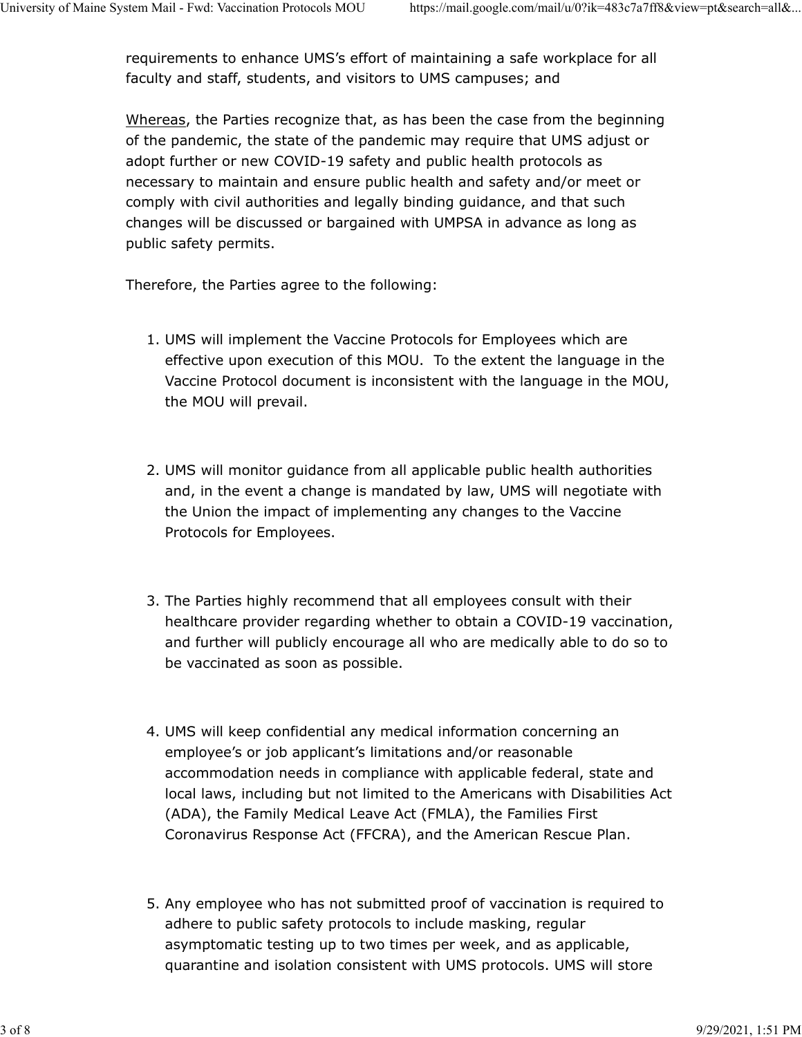requirements to enhance UMS's effort of maintaining a safe workplace for all faculty and staff, students, and visitors to UMS campuses; and

<u>Whereas</u>, the Parties recognize that, as has been the case from the beginning of the pandemic, the state of the pandemic may require that UMS adjust or adopt further or new COVID-19 safety and public health protocols as necessary to maintain and ensure public health and safety and/or meet or comply with civil authorities and legally binding guidance, and that such changes will be discussed or bargained with UMPSA in advance as long as public safety permits.

Therefore, the Parties agree to the following:

1. UMS will implement the Vaccine Protocols for Employees which are effective upon execution of this MOU. To the extent the language in the Vaccine Protocol document is inconsistent with the language in the MOU, the MOU will prevail.

2. UMS will monitor guidance from all applicable public health authorities and, in the event a change is mandated by law, UMS will negotiate with the Union the impact of implementing any changes to the Vaccine Protocols for Employees.

3. The Parties highly recommend that all employees consult with their healthcare provider regarding whether to obtain a COVID-19 vaccination, and further will publicly encourage all who are medically able to do so to be vaccinated as soon as possible.

4. UMS will keep confidential any medical information concerning an employee's or job applicant's limitations and/or reasonable accommodation needs in compliance with applicable federal, state and local laws, including but not limited to the Americans with Disabilities Act (ADA), the Family Medical Leave Act (FMLA), the Families First Coronavirus Response Act (FFCRA), and the American Rescue Plan.

5. Any employee who has not submitted proof of vaccination is required to adhere to public safety protocols to include masking, regular asymptomatic testing up to two times per week, and as applicable, quarantine and isolation consistent with UMS protocols. UMS will store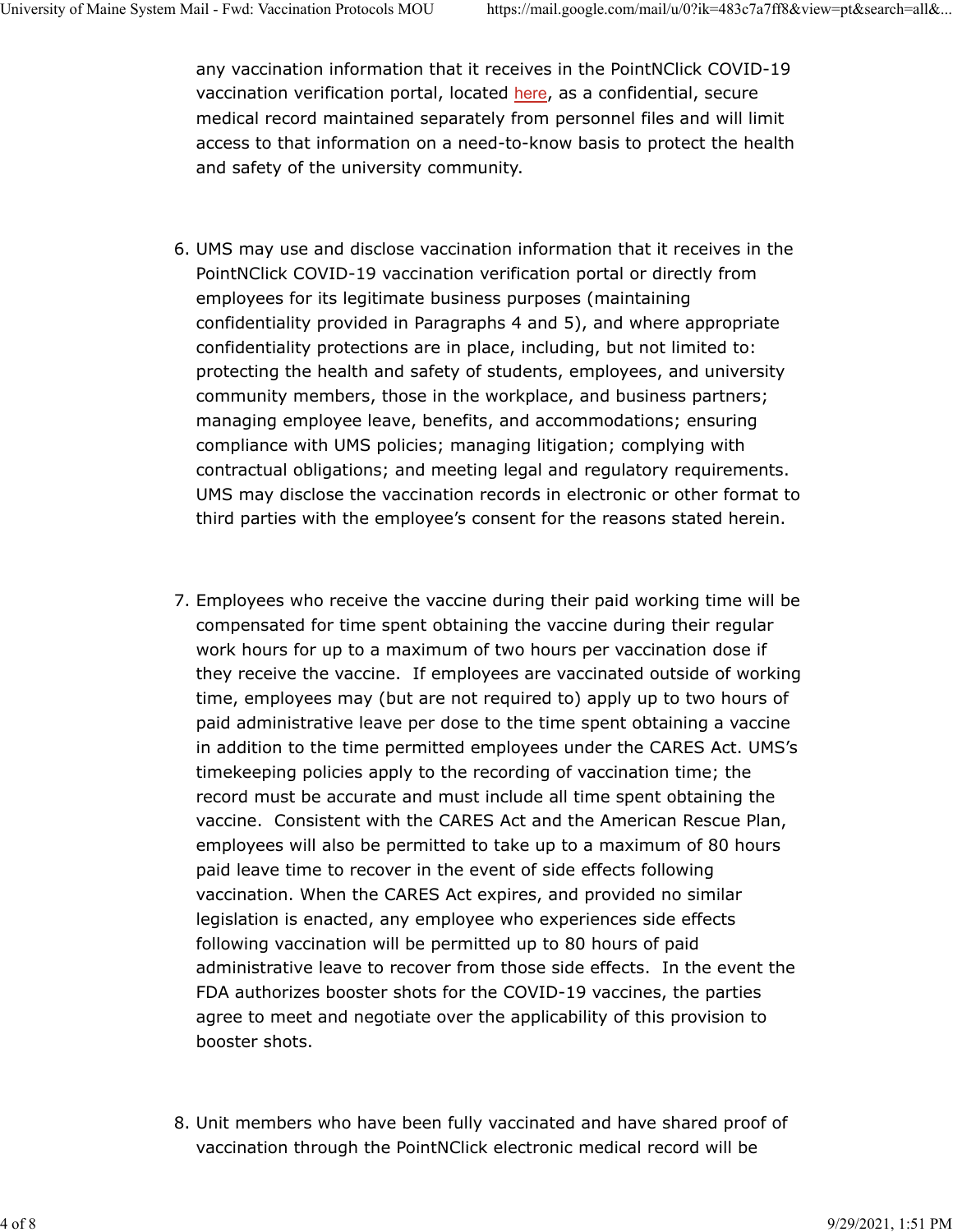any vaccination information that it receives in the PointNClick COVID-19 vaccination verification portal, located here, as a confidential, secure medical record maintained separately from personnel files and will limit access to that information on a need-to-know basis to protect the health and safety of the university community.

6. UMS may use and disclose vaccination information that it receives in the PointNClick COVID-19 vaccination verification portal or directly from employees for its legitimate business purposes (maintaining confidentiality provided in Paragraphs 4 and 5), and where appropriate confidentiality protections are in place, including, but not limited to: protecting the health and safety of students, employees, and university community members, those in the workplace, and business partners; managing employee leave, benefits, and accommodations; ensuring compliance with UMS policies; managing litigation; complying with contractual obligations; and meeting legal and regulatory requirements. UMS may disclose the vaccination records in electronic or other format to third parties with the employee's consent for the reasons stated herein.

7. Employees who receive the vaccine during their paid working time will be compensated for time spent obtaining the vaccine during their regular work hours for up to a maximum of two hours per vaccination dose if they receive the vaccine. If employees are vaccinated outside of working time, employees may (but are not required to) apply up to two hours of paid administrative leave per dose to the time spent obtaining a vaccine in addition to the time permitted employees under the CARES Act. UMS's timekeeping policies apply to the recording of vaccination time; the record must be accurate and must include all time spent obtaining the vaccine. Consistent with the CARES Act and the American Rescue Plan, employees will also be permitted to take up to a maximum of 80 hours paid leave time to recover in the event of side effects following vaccination. When the CARES Act expires, and provided no similar legislation is enacted, any employee who experiences side effects following vaccination will be permitted up to 80 hours of paid administrative leave to recover from those side effects. In the event the FDA authorizes booster shots for the COVID-19 vaccines, the parties agree to meet and negotiate over the applicability of this provision to booster shots.

8. Unit members who have been fully vaccinated and have shared proof of vaccination through the PointNClick electronic medical record will be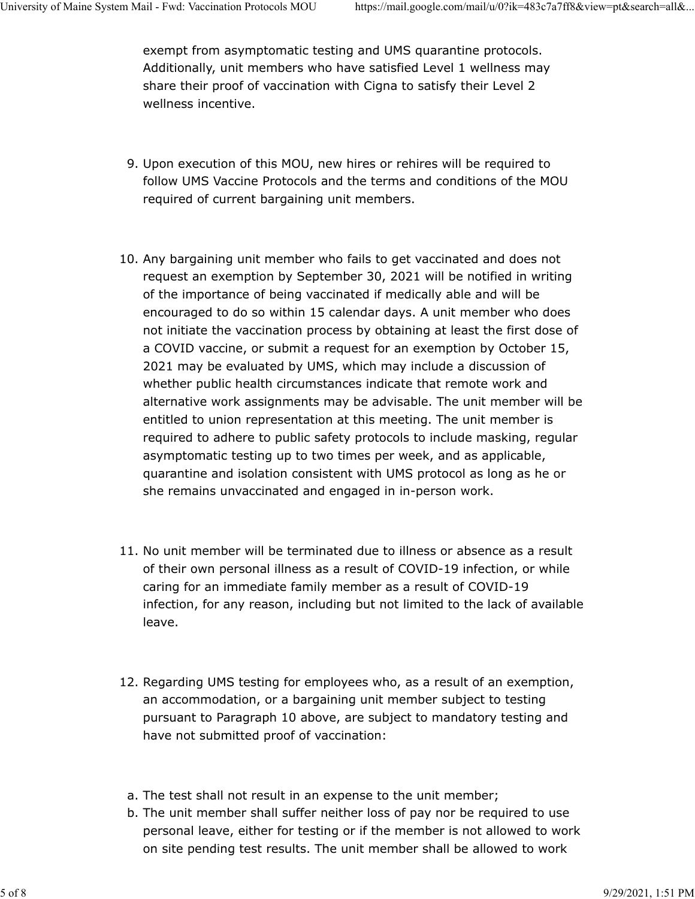exempt from asymptomatic testing and UMS quarantine protocols. Additionally, unit members who have satisfied Level 1 wellness may share their proof of vaccination with Cigna to satisfy their Level 2 wellness incentive.

9. Upon execution of this MOU, new hires or rehires will be required to follow UMS Vaccine Protocols and the terms and conditions of the MOU required of current bargaining unit members.

10. Any bargaining unit member who fails to get vaccinated and does not request an exemption by September 30, 2021 will be notified in writing of the importance of being vaccinated if medically able and will be encouraged to do so within 15 calendar days. A unit member who does not initiate the vaccination process by obtaining at least the first dose of a COVID vaccine, or submit a request for an exemption by October 15, 2021 may be evaluated by UMS, which may include a discussion of whether public health circumstances indicate that remote work and alternative work assignments may be advisable. The unit member will be entitled to union representation at this meeting. The unit member is required to adhere to public safety protocols to include masking, regular asymptomatic testing up to two times per week, and as applicable, quarantine and isolation consistent with UMS protocol as long as he or she remains unvaccinated and engaged in in-person work.

11. No unit member will be terminated due to illness or absence as a result of their own personal illness as a result of COVID-19 infection, or while caring for an immediate family member as a result of COVID-19 infection, for any reason, including but not limited to the lack of available leave.

12. Regarding UMS testing for employees who, as a result of an exemption, an accommodation, or a bargaining unit member subject to testing pursuant to Paragraph 10 above, are subject to mandatory testing and have not submitted proof of vaccination:

   a. The test shall not result in an expense to the unit member;
   b. The unit member shall suffer neither loss of pay nor be required to use personal leave, either for testing or if the member is not allowed to work on site pending test results. The unit member shall be allowed to work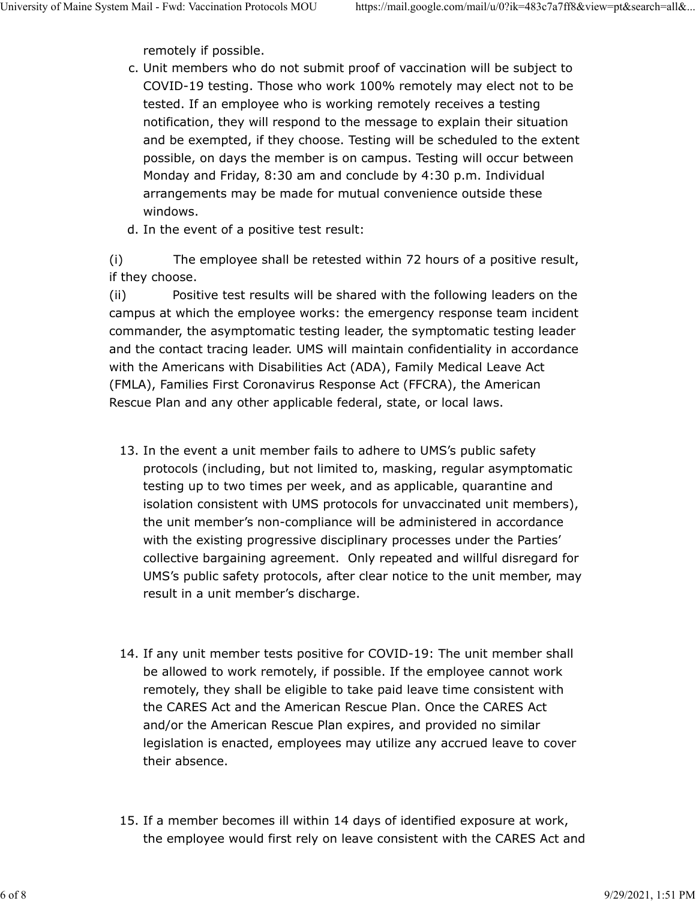remotely if possible.

c. Unit members who do not submit proof of vaccination will be subject to COVID-19 testing. Those who work 100% remotely may elect not to be tested. If an employee who is working remotely receives a testing notification, they will respond to the message to explain their situation and be exempted, if they choose. Testing will be scheduled to the extent possible, on days the member is on campus. Testing will occur between Monday and Friday, 8:30 am and conclude by 4:30 p.m. Individual arrangements may be made for mutual convenience outside these windows.

d. In the event of a positive test result:

(i) The employee shall be retested within 72 hours of a positive result, if they choose.

(ii) Positive test results will be shared with the following leaders on the campus at which the employee works: the emergency response team incident commander, the asymptomatic testing leader, the symptomatic testing leader and the contact tracing leader. UMS will maintain confidentiality in accordance with the Americans with Disabilities Act (ADA), Family Medical Leave Act (FMLA), Families First Coronavirus Response Act (FFCRA), the American Rescue Plan and any other applicable federal, state, or local laws.

13. In the event a unit member fails to adhere to UMS's public safety protocols (including, but not limited to, masking, regular asymptomatic testing up to two times per week, and as applicable, quarantine and isolation consistent with UMS protocols for unvaccinated unit members), the unit member's non-compliance will be administered in accordance with the existing progressive disciplinary processes under the Parties' collective bargaining agreement. Only repeated and willful disregard for UMS's public safety protocols, after clear notice to the unit member, may result in a unit member's discharge.

14. If any unit member tests positive for COVID-19: The unit member shall be allowed to work remotely, if possible. If the employee cannot work remotely, they shall be eligible to take paid leave time consistent with the CARES Act and the American Rescue Plan. Once the CARES Act and/or the American Rescue Plan expires, and provided no similar legislation is enacted, employees may utilize any accrued leave to cover their absence.

15. If a member becomes ill within 14 days of identified exposure at work, the employee would first rely on leave consistent with the CARES Act and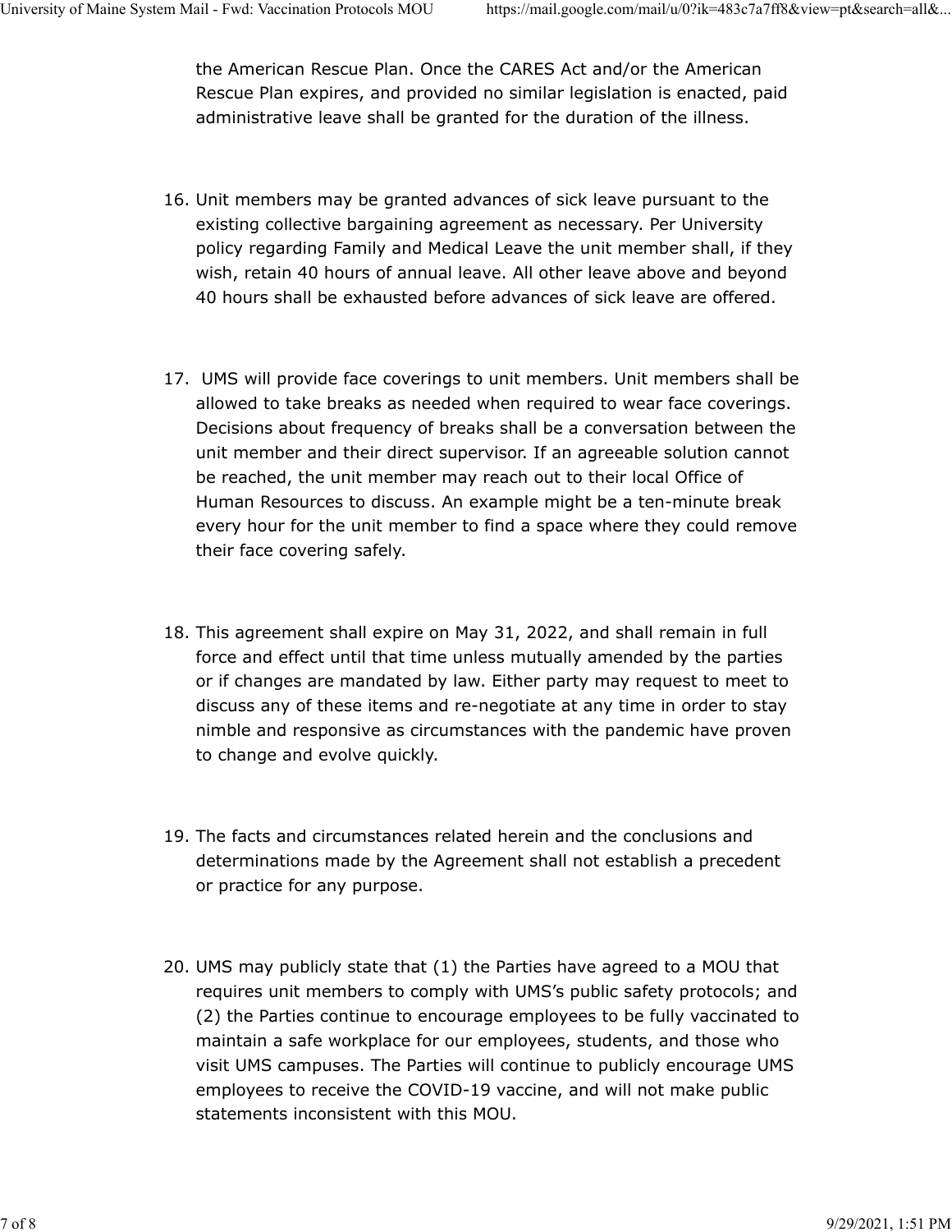the American Rescue Plan. Once the CARES Act and/or the American Rescue Plan expires, and provided no similar legislation is enacted, paid administrative leave shall be granted for the duration of the illness.

16. Unit members may be granted advances of sick leave pursuant to the existing collective bargaining agreement as necessary. Per University policy regarding Family and Medical Leave the unit member shall, if they wish, retain 40 hours of annual leave. All other leave above and beyond 40 hours shall be exhausted before advances of sick leave are offered.

17. UMS will provide face coverings to unit members. Unit members shall be allowed to take breaks as needed when required to wear face coverings. Decisions about frequency of breaks shall be a conversation between the unit member and their direct supervisor. If an agreeable solution cannot be reached, the unit member may reach out to their local Office of Human Resources to discuss. An example might be a ten-minute break every hour for the unit member to find a space where they could remove their face covering safely.

18. This agreement shall expire on May 31, 2022, and shall remain in full force and effect until that time unless mutually amended by the parties or if changes are mandated by law. Either party may request to meet to discuss any of these items and re-negotiate at any time in order to stay nimble and responsive as circumstances with the pandemic have proven to change and evolve quickly.

19. The facts and circumstances related herein and the conclusions and determinations made by the Agreement shall not establish a precedent or practice for any purpose.

20. UMS may publicly state that (1) the Parties have agreed to a MOU that requires unit members to comply with UMS's public safety protocols; and (2) the Parties continue to encourage employees to be fully vaccinated to maintain a safe workplace for our employees, students, and those who visit UMS campuses. The Parties will continue to publicly encourage UMS employees to receive the COVID-19 vaccine, and will not make public statements inconsistent with this MOU.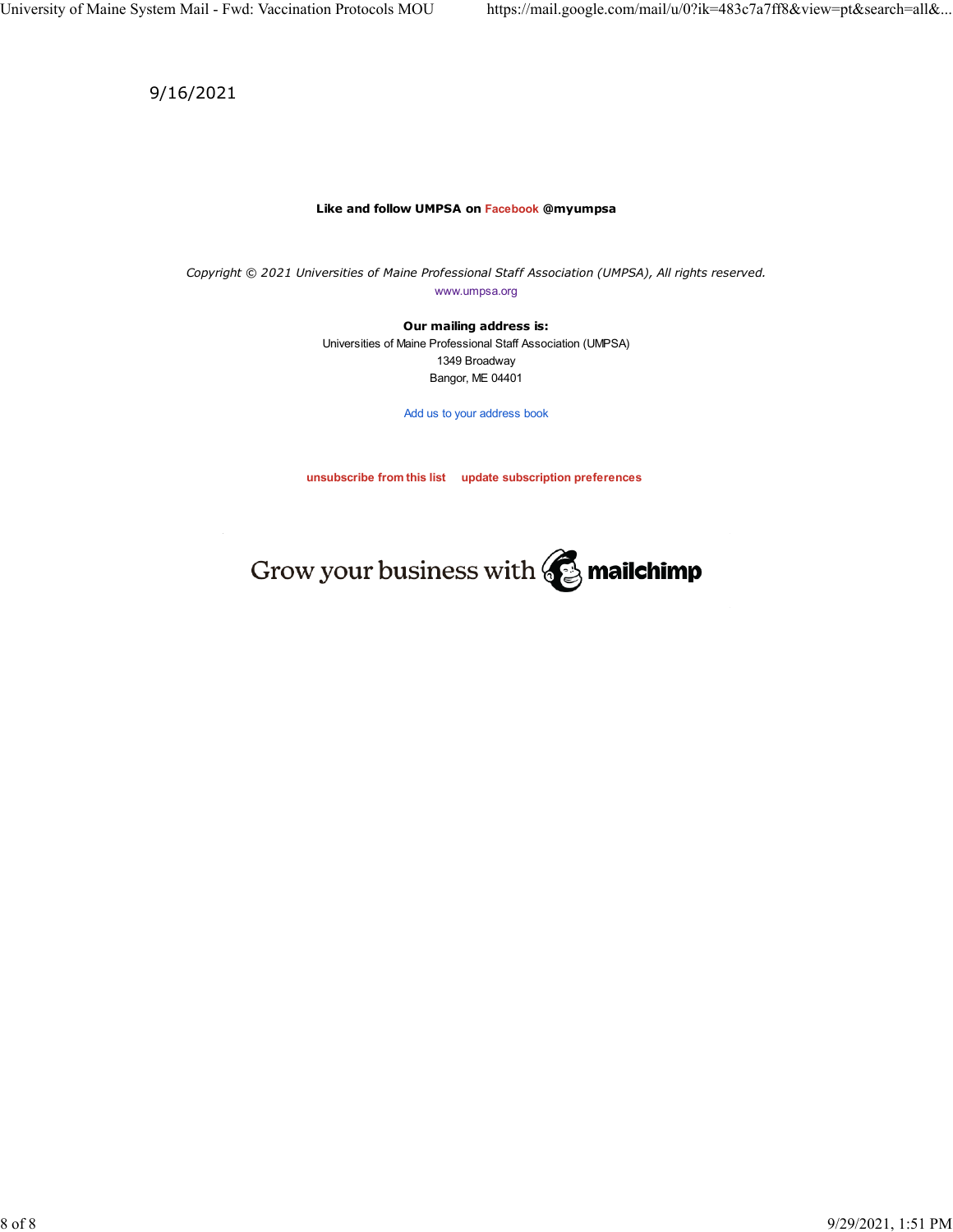9/16/2021

**Like and follow UMPSA on Facebook @myumpsa**

*Copyright © 2021 Universities of Maine Professional Staff Association (UMPSA), All rights reserved.*

www.umpsa.org

**Our mailing address is:**

Universities of Maine Professional Staff Association (UMPSA)

1349 Broadway

Bangor, ME 04401

Add us to your address book

**unsubscribe from this list** **update subscription preferences**

Grow your business with **mailchimp**